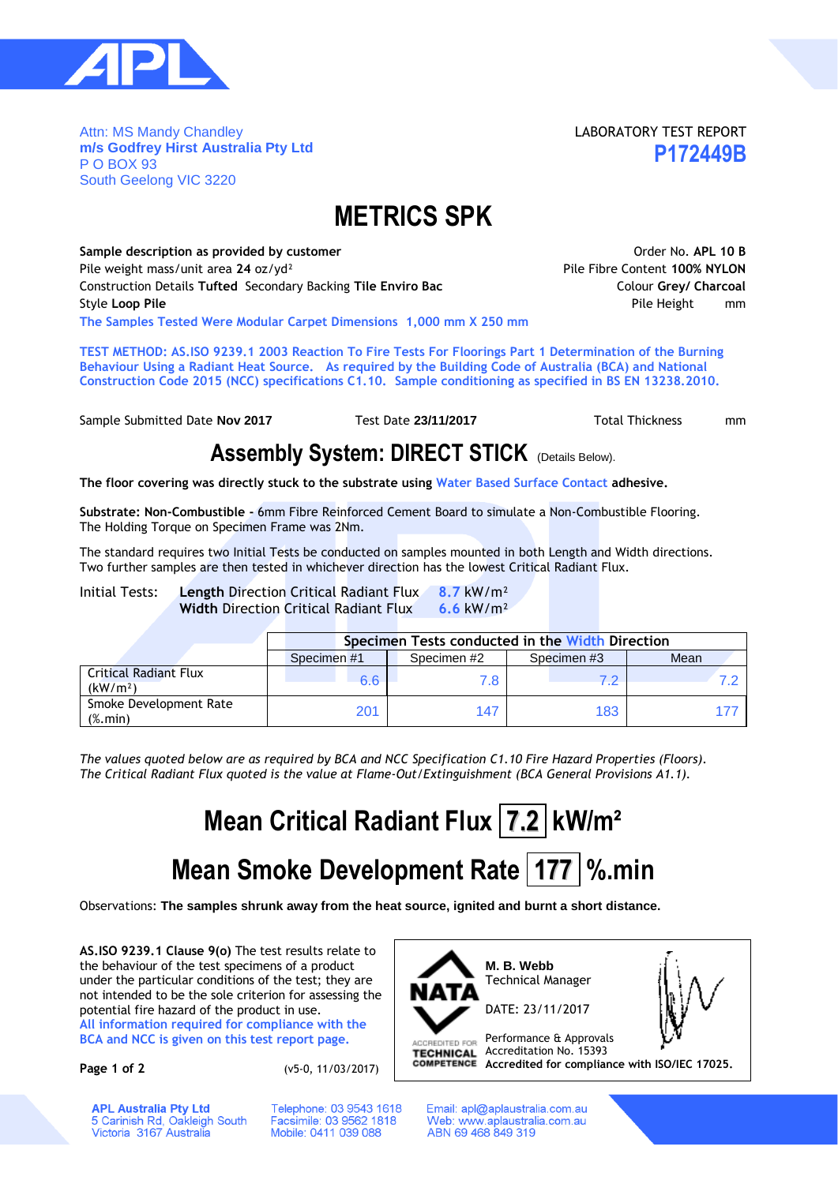Attn: MS Mandy Chandley
**m/s Godfrey Hirst Australia Pty Ltd**
P O BOX 93
South Geelong VIC 3220

LABORATORY TEST REPORT
**P172449B**

# METRICS SPK

**Sample description as provided by customer**
Pile weight mass/unit area **24** oz/yd²
Construction Details **Tufted** Secondary Backing **Tile Enviro Bac**
Style **Loop Pile**
The Samples Tested Were Modular Carpet Dimensions 1,000 mm X 250 mm

Order No. **APL 10 B**
Pile Fibre Content **100% NYLON**
Colour **Grey/ Charcoal**
Pile Height mm

**TEST METHOD: AS.ISO 9239.1 2003 Reaction To Fire Tests For Floorings Part 1 Determination of the Burning Behaviour Using a Radiant Heat Source. As required by the Building Code of Australia (BCA) and National Construction Code 2015 (NCC) specifications C1.10. Sample conditioning as specified in BS EN 13238.2010.**

Sample Submitted Date **Nov 2017** Test Date **23/11/2017** Total Thickness mm

## Assembly System: DIRECT STICK (Details Below).

**The floor covering was directly stuck to the substrate using Water Based Surface Contact adhesive.**

**Substrate: Non-Combustible -** 6mm Fibre Reinforced Cement Board to simulate a Non-Combustible Flooring.
The Holding Torque on Specimen Frame was 2Nm.

The standard requires two Initial Tests be conducted on samples mounted in both Length and Width directions.
Two further samples are then tested in whichever direction has the lowest Critical Radiant Flux.

Initial Tests: **Length** Direction Critical Radiant Flux 8.7 kW/m²
**Width** Direction Critical Radiant Flux 6.6 kW/m²

| | **Specimen Tests conducted in the Width Direction** | | | |
|---|---|---|---|---|
| | Specimen #1 | Specimen #2 | Specimen #3 | Mean |
| Critical Radiant Flux (kW/m²) | 6.6 | 7.8 | 7.2 | 7.2 |
| Smoke Development Rate (%.min) | 201 | 147 | 183 | 177 |

*The values quoted below are as required by BCA and NCC Specification C1.10 Fire Hazard Properties (Floors). The Critical Radiant Flux quoted is the value at Flame-Out/Extinguishment (BCA General Provisions A1.1).*

# Mean Critical Radiant Flux 7.2 kW/m²

# Mean Smoke Development Rate 177 %.min

Observations: **The samples shrunk away from the heat source, ignited and burnt a short distance.**

**AS.ISO 9239.1 Clause 9(o)** The test results relate to the behaviour of the test specimens of a product under the particular conditions of the test; they are not intended to be the sole criterion for assessing the potential fire hazard of the product in use.
**All information required for compliance with the BCA and NCC is given on this test report page.**

**Page 1 of 2** (v5-0, 11/03/2017)

NATA ACCREDITED FOR TECHNICAL COMPETENCE

**M. B. Webb**
Technical Manager

DATE: 23/11/2017

Performance & Approvals
Accreditation No. 15393
**Accredited for compliance with ISO/IEC 17025.**

**APL Australia Pty Ltd**
5 Carinish Rd, Oakleigh South
Victoria 3167 Australia

Telephone: 03 9543 1618
Facsimile: 03 9562 1818
Mobile: 0411 039 088

Email: apl@aplaustralia.com.au
Web: www.aplaustralia.com.au
ABN 69 468 849 319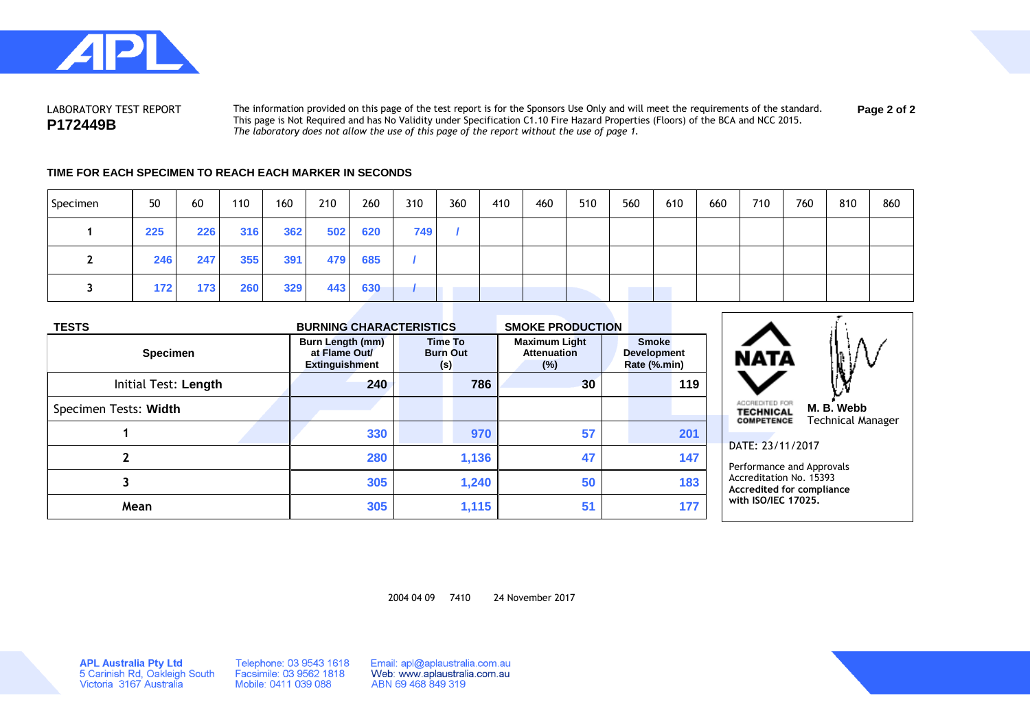LABORATORY TEST REPORT
**P172449B**

The information provided on this page of the test report is for the Sponsors Use Only and will meet the requirements of the standard.
This page is Not Required and has No Validity under Specification C1.10 Fire Hazard Properties (Floors) of the BCA and NCC 2015.
*The laboratory does not allow the use of this page of the report without the use of page 1.*

**TIME FOR EACH SPECIMEN TO REACH EACH MARKER IN SECONDS**

| Specimen | 50 | 60 | 110 | 160 | 210 | 260 | 310 | 360 | 410 | 460 | 510 | 560 | 610 | 660 | 710 | 760 | 810 | 860 |
|---|---|---|---|---|---|---|---|---|---|---|---|---|---|---|---|---|---|---|
| 1 | 225 | 226 | 316 | 362 | 502 | 620 | 749 | / | | | | | | | | | | |
| 2 | 246 | 247 | 355 | 391 | 479 | 685 | / | | | | | | | | | | | |
| 3 | 172 | 173 | 260 | 329 | 443 | 630 | / | | | | | | | | | | | |

| TESTS | BURNING CHARACTERISTICS | | SMOKE PRODUCTION | |
|---|---|---|---|---|
| Specimen | Burn Length (mm) at Flame Out/ Extinguishment | Time To Burn Out (s) | Maximum Light Attenuation (%) | Smoke Development Rate (%.min) |
| Initial Test: **Length** | 240 | 786 | 30 | 119 |
| Specimen Tests: **Width** | | | | |
| 1 | 330 | 970 | 57 | 201 |
| 2 | 280 | 1,136 | 47 | 147 |
| 3 | 305 | 1,240 | 50 | 183 |
| **Mean** | 305 | 1,115 | 51 | 177 |

NATA
ACCREDITED FOR TECHNICAL COMPETENCE

**M. B. Webb**
Technical Manager

DATE: 23/11/2017

Performance and Approvals Accreditation No. 15393
**Accredited for compliance with ISO/IEC 17025.**

2004 04 09 7410 24 November 2017

**APL Australia Pty Ltd**
5 Carinish Rd, Oakleigh South
Victoria 3167 Australia

Telephone: 03 9543 1618
Facsimile: 03 9562 1818
Mobile: 0411 039 088

Email: apl@aplaustralia.com.au
Web: www.aplaustralia.com.au
ABN 69 468 849 319